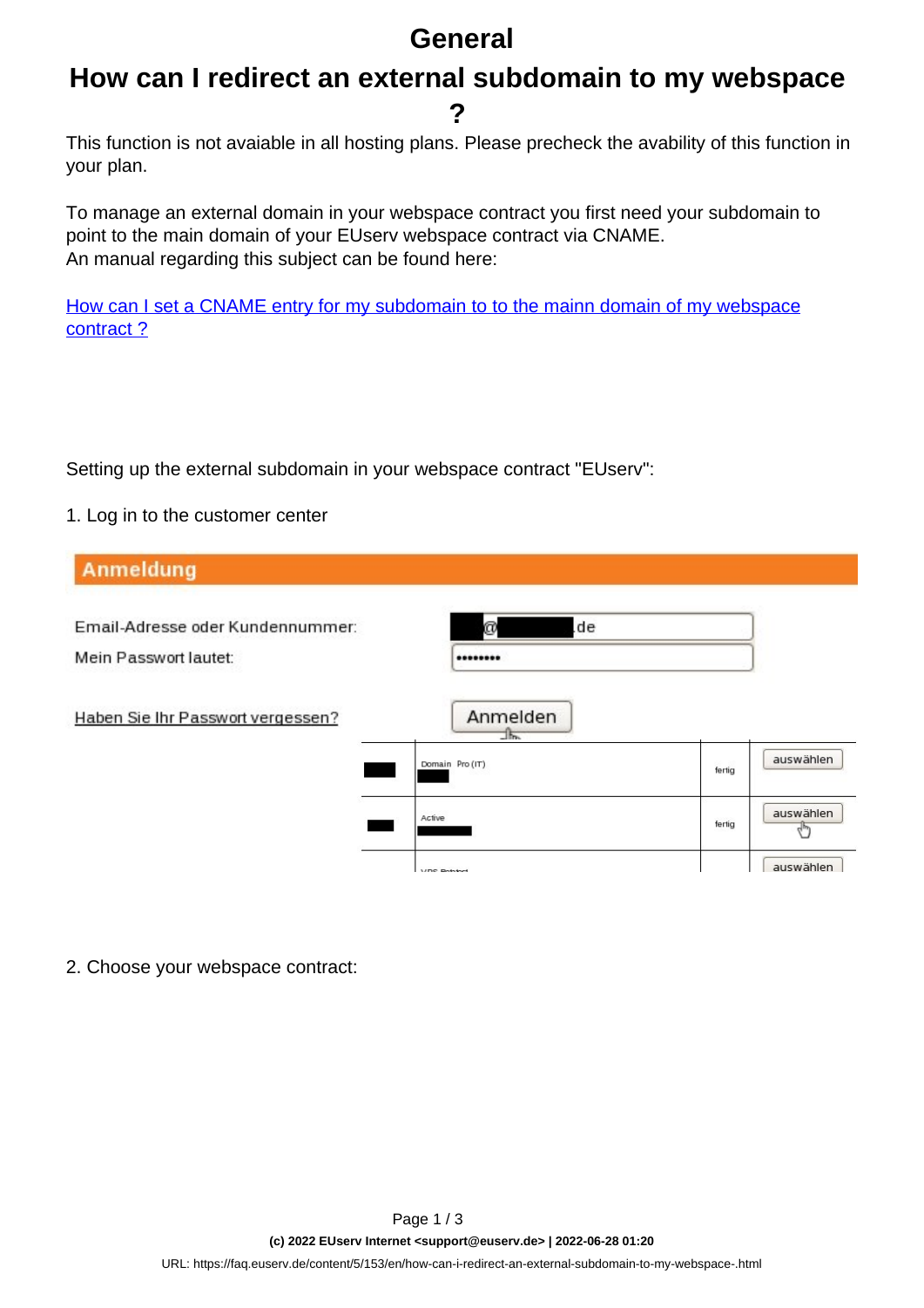# General

# How can I redirect an external subdomain to my webspace ?

This function is not avaiable in all hosting plans. Please precheck the avability of this function in your plan.

To manage an external domain in your webspace contract you first need your subdomain to point to the main domain of your EUserv webspace contract via CNAME.
An manual regarding this subject can be found here:

[How can I set a CNAME entry for my subdomain to to the mainn domain of my webspace contract ?]()

Setting up the external subdomain in your webspace contract "EUserv":

1. Log in to the customer center

2. Choose your webspace contract: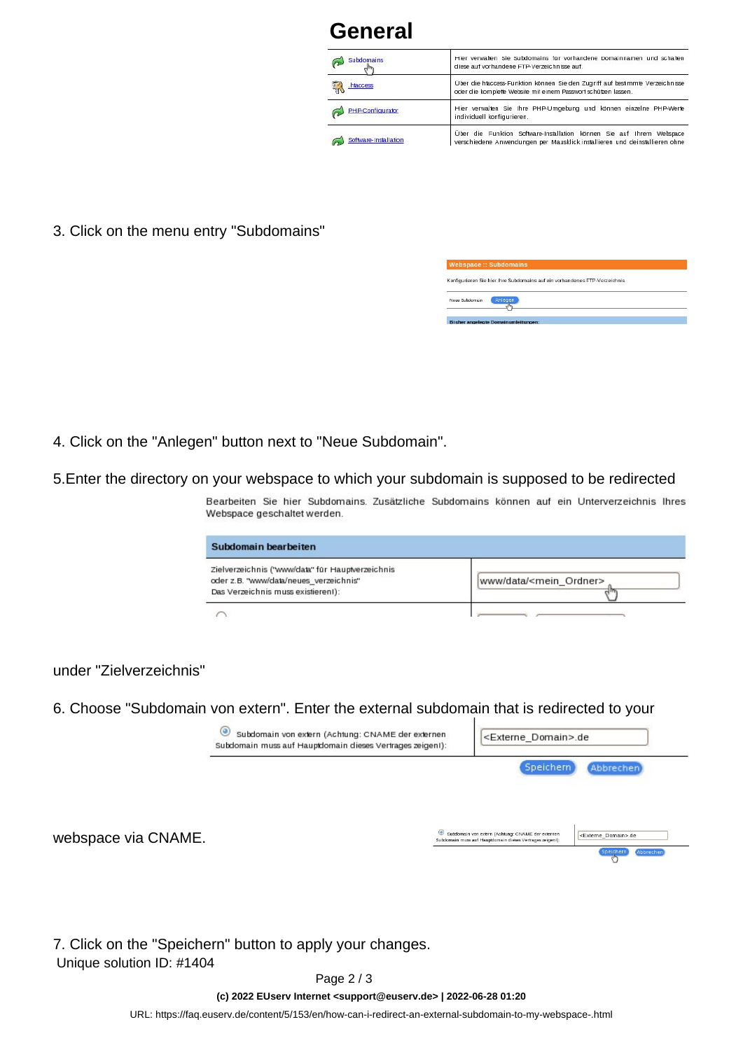## General

| | |
|---|---|
| Subdomains | Hier verwalten Sie Subdomains für vorhandene Domainnamen und schalten diese auf vorhandene FTP-Verzeichnisse auf. |
| .htaccess | Über die htaccess-Funktion können Sie den Zugriff auf bestimmte Verzeichnisse oder die komplette Website mit einem Passwort schützen lassen. |
| PHP-Configurator | Hier verwalten Sie Ihre PHP-Umgebung und können einzelne PHP-Werte individuell konfigurieren. |
| Software-Installation | Über die Funktion Software-Installation können Sie auf Ihrem Webspace verschiedene Anwendungen per Mausklick installieren und deinstallieren ohne |

3. Click on the menu entry "Subdomains"

**Webspace :: Subdomains**

Konfigurieren Sie hier Ihre Subdomains auf ein vorhandenes FTP-Verzeichnis

Neue Subdomain [Anlegen]

Bisher angelegte Domainumleitungen:

4. Click on the "Anlegen" button next to "Neue Subdomain".

5. Enter the directory on your webspace to which your subdomain is supposed to be redirected under "Zielverzeichnis"

Bearbeiten Sie hier Subdomains. Zusätzliche Subdomains können auf ein Unterverzeichnis Ihres Webspace geschaltet werden.

| Subdomain bearbeiten | |
|---|---|
| Zielverzeichnis ("www/data" für Hauptverzeichnis oder z.B. "www/data/neues_verzeichnis" Das Verzeichnis muss existieren!): | www/data/<mein_Ordner> |

6. Choose "Subdomain von extern". Enter the external subdomain that is redirected to your webspace via CNAME.

| | |
|---|---|
| Subdomain von extern (Achtung: CNAME der externen Subdomain muss auf Hauptdomain dieses Vertrages zeigen!): | <Externe_Domain>.de |

[Speichern] [Abbrechen]

7. Click on the "Speichern" button to apply your changes.

Unique solution ID: #1404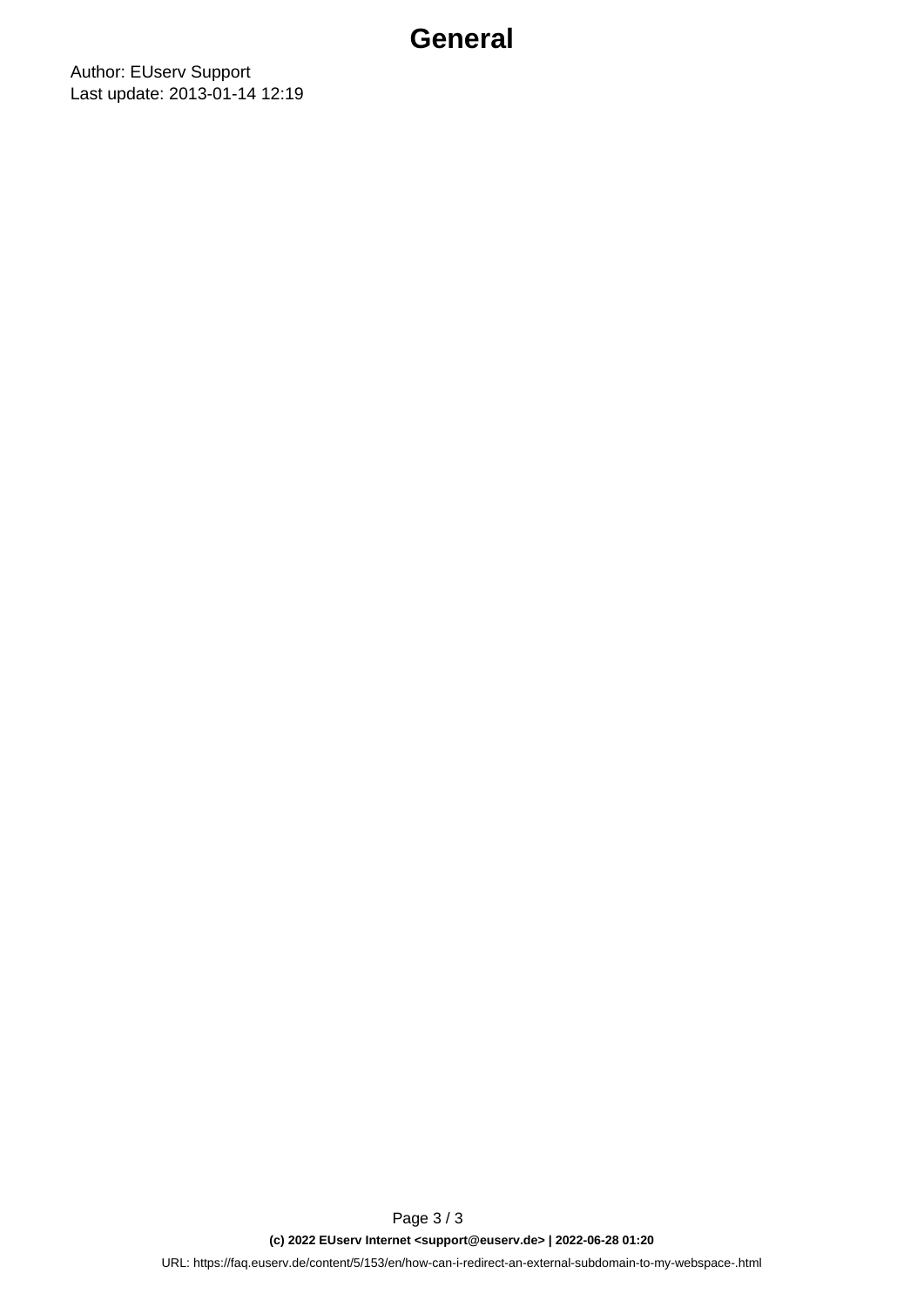Author: EUserv Support
Last update: 2013-01-14 12:19